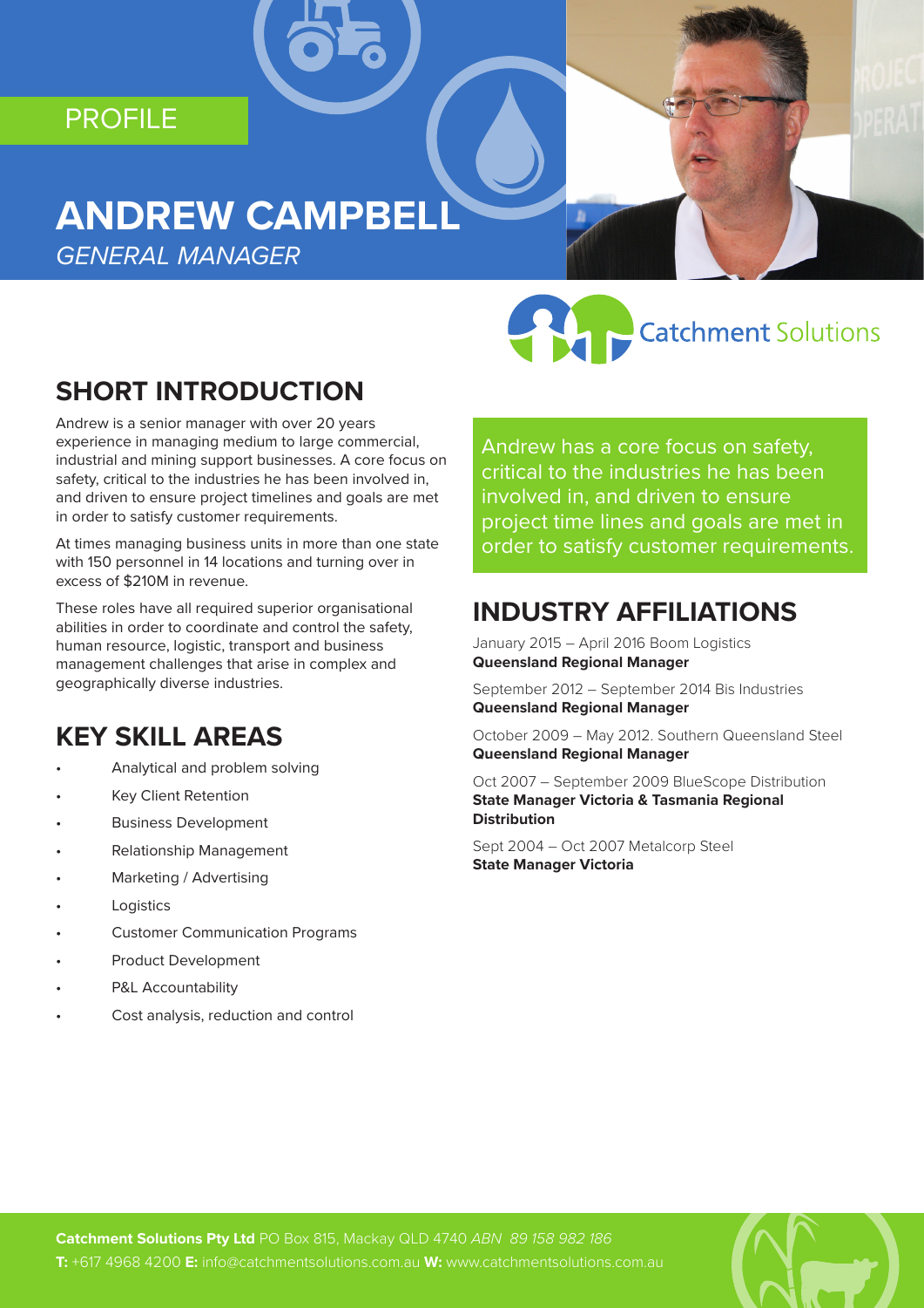PROFILE

# ANDREW CAMPBELL

*GENERAL MANAGER*

Catchment Solutions

## SHORT INTRODUCTION

Andrew is a senior manager with over 20 years experience in managing medium to large commercial, industrial and mining support businesses. A core focus on safety, critical to the industries he has been involved in, and driven to ensure project timelines and goals are met in order to satisfy customer requirements.

At times managing business units in more than one state with 150 personnel in 14 locations and turning over in excess of $210M in revenue.

These roles have all required superior organisational abilities in order to coordinate and control the safety, human resource, logistic, transport and business management challenges that arise in complex and geographically diverse industries.

## KEY SKILL AREAS

- Analytical and problem solving
- Key Client Retention
- Business Development
- Relationship Management
- Marketing / Advertising
- Logistics
- Customer Communication Programs
- Product Development
- P&L Accountability
- Cost analysis, reduction and control

Andrew has a core focus on safety, critical to the industries he has been involved in, and driven to ensure project time lines and goals are met in order to satisfy customer requirements.

## INDUSTRY AFFILIATIONS

January 2015 – April 2016 Boom Logistics
**Queensland Regional Manager**

September 2012 – September 2014 Bis Industries
**Queensland Regional Manager**

October 2009 – May 2012. Southern Queensland Steel
**Queensland Regional Manager**

Oct 2007 – September 2009 BlueScope Distribution
**State Manager Victoria & Tasmania Regional Distribution**

Sept 2004 – Oct 2007 Metalcorp Steel
**State Manager Victoria**

**Catchment Solutions Pty Ltd** PO Box 815, Mackay QLD 4740 *ABN 89 158 982 186*
**T:** +617 4968 4200 **E:** info@catchmentsolutions.com.au **W:** www.catchmentsolutions.com.au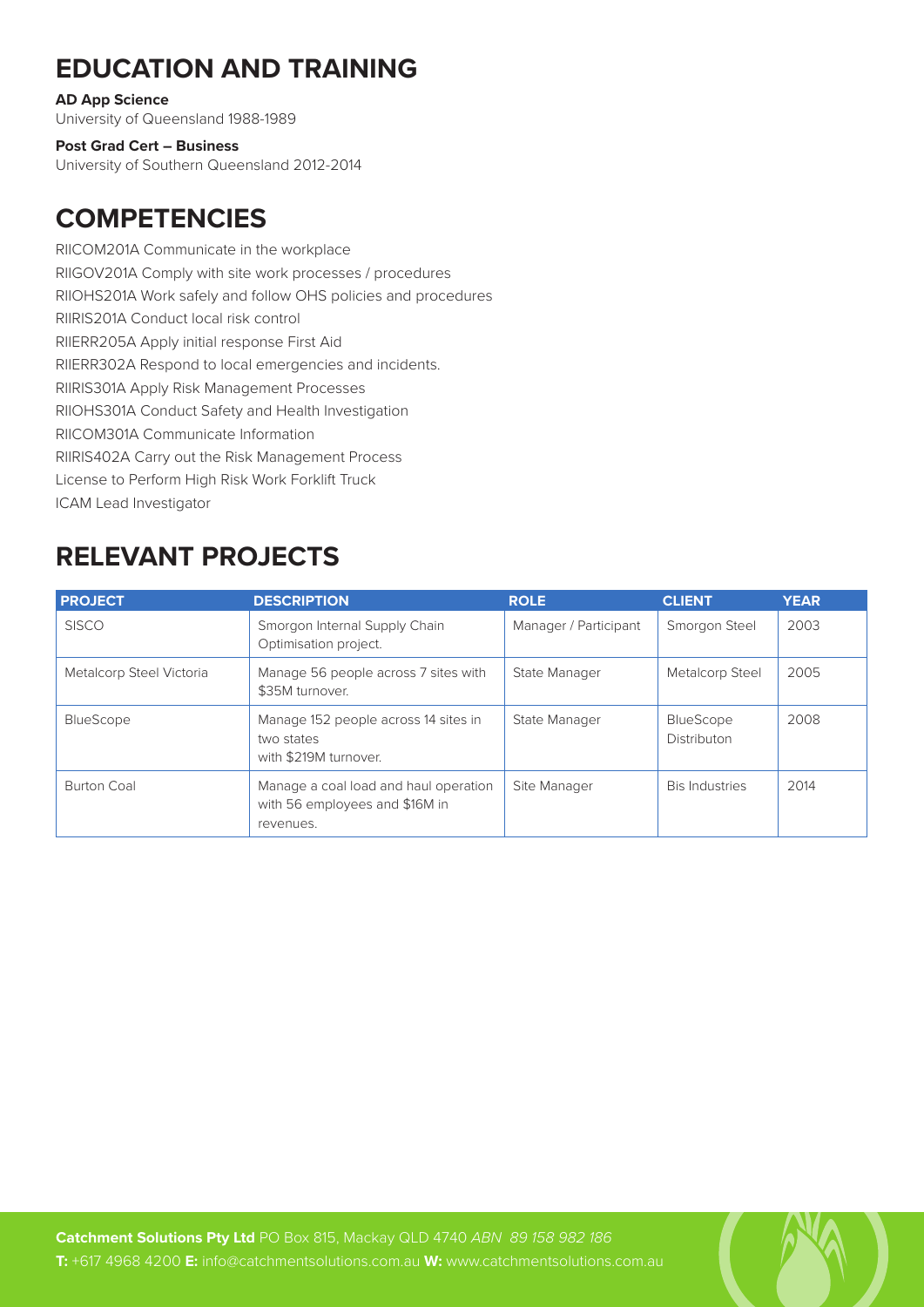## EDUCATION AND TRAINING

**AD App Science**
University of Queensland 1988-1989

**Post Grad Cert – Business**
University of Southern Queensland 2012-2014

## COMPETENCIES

RIICOM201A Communicate in the workplace
RIIGOV201A Comply with site work processes / procedures
RIIOHS201A Work safely and follow OHS policies and procedures
RIIRIS201A Conduct local risk control
RIIERR205A Apply initial response First Aid
RIIERR302A Respond to local emergencies and incidents.
RIIRIS301A Apply Risk Management Processes
RIIOHS301A Conduct Safety and Health Investigation
RIICOM301A Communicate Information
RIIRIS402A Carry out the Risk Management Process
License to Perform High Risk Work Forklift Truck
ICAM Lead Investigator

## RELEVANT PROJECTS

| PROJECT | DESCRIPTION | ROLE | CLIENT | YEAR |
|---|---|---|---|---|
| SISCO | Smorgon Internal Supply Chain Optimisation project. | Manager / Participant | Smorgon Steel | 2003 |
| Metalcorp Steel Victoria | Manage 56 people across 7 sites with $35M turnover. | State Manager | Metalcorp Steel | 2005 |
| BlueScope | Manage 152 people across 14 sites in two states with $219M turnover. | State Manager | BlueScope Distributon | 2008 |
| Burton Coal | Manage a coal load and haul operation with 56 employees and $16M in revenues. | Site Manager | Bis Industries | 2014 |

**Catchment Solutions Pty Ltd** PO Box 815, Mackay QLD 4740 *ABN 89 158 982 186*
**T:** +617 4968 4200 **E:** info@catchmentsolutions.com.au **W:** www.catchmentsolutions.com.au